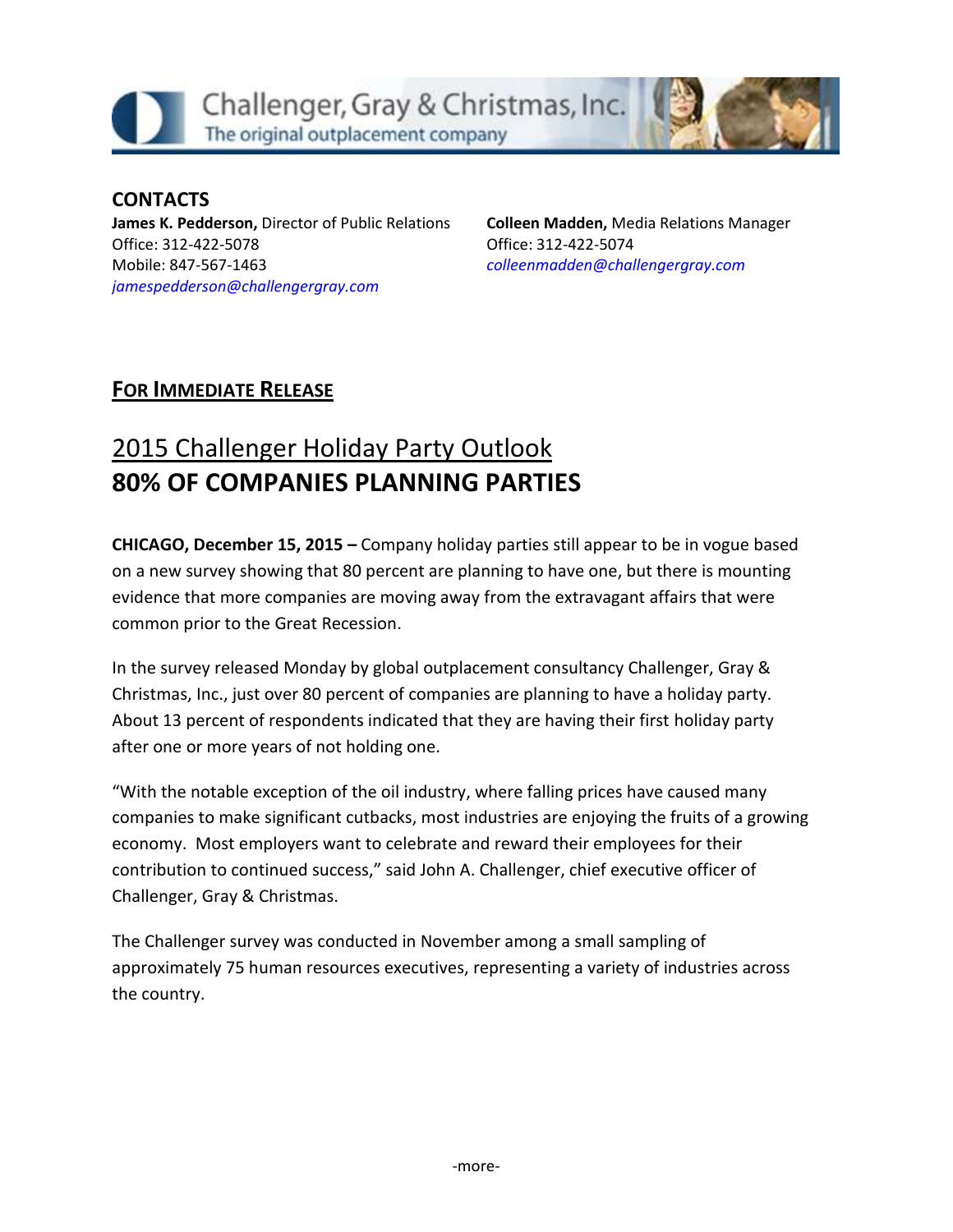Challenger, Gray & Christmas, Inc.
The original outplacement company

**CONTACTS**

**James K. Pedderson,** Director of Public Relations
Office: 312-422-5078
Mobile: 847-567-1463
*jamespedderson@challengergray.com*

**Colleen Madden,** Media Relations Manager
Office: 312-422-5074
*colleenmadden@challengergray.com*

**FOR IMMEDIATE RELEASE**

## 2015 Challenger Holiday Party Outlook
## 80% OF COMPANIES PLANNING PARTIES

**CHICAGO, December 15, 2015 –** Company holiday parties still appear to be in vogue based on a new survey showing that 80 percent are planning to have one, but there is mounting evidence that more companies are moving away from the extravagant affairs that were common prior to the Great Recession.

In the survey released Monday by global outplacement consultancy Challenger, Gray & Christmas, Inc., just over 80 percent of companies are planning to have a holiday party. About 13 percent of respondents indicated that they are having their first holiday party after one or more years of not holding one.

"With the notable exception of the oil industry, where falling prices have caused many companies to make significant cutbacks, most industries are enjoying the fruits of a growing economy. Most employers want to celebrate and reward their employees for their contribution to continued success," said John A. Challenger, chief executive officer of Challenger, Gray & Christmas.

The Challenger survey was conducted in November among a small sampling of approximately 75 human resources executives, representing a variety of industries across the country.

-more-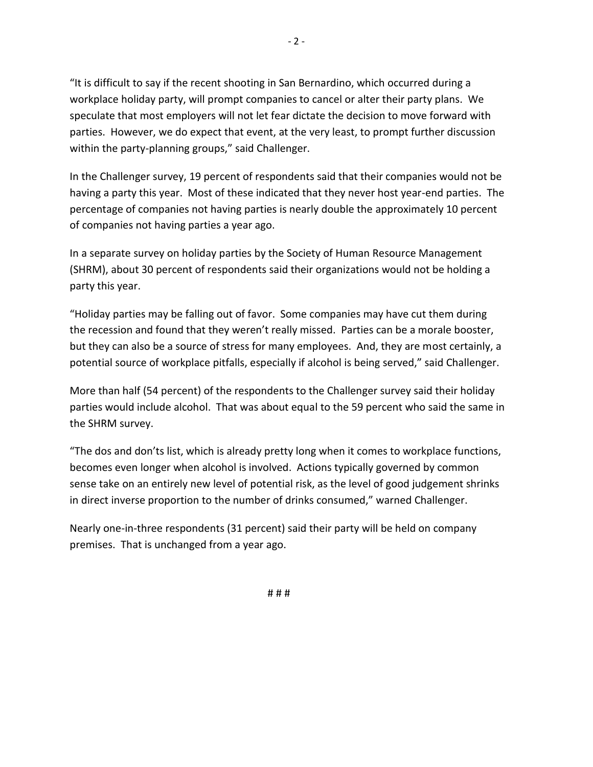"It is difficult to say if the recent shooting in San Bernardino, which occurred during a workplace holiday party, will prompt companies to cancel or alter their party plans. We speculate that most employers will not let fear dictate the decision to move forward with parties. However, we do expect that event, at the very least, to prompt further discussion within the party-planning groups," said Challenger.

In the Challenger survey, 19 percent of respondents said that their companies would not be having a party this year. Most of these indicated that they never host year-end parties. The percentage of companies not having parties is nearly double the approximately 10 percent of companies not having parties a year ago.

In a separate survey on holiday parties by the Society of Human Resource Management (SHRM), about 30 percent of respondents said their organizations would not be holding a party this year.

"Holiday parties may be falling out of favor. Some companies may have cut them during the recession and found that they weren't really missed. Parties can be a morale booster, but they can also be a source of stress for many employees. And, they are most certainly, a potential source of workplace pitfalls, especially if alcohol is being served," said Challenger.

More than half (54 percent) of the respondents to the Challenger survey said their holiday parties would include alcohol. That was about equal to the 59 percent who said the same in the SHRM survey.

"The dos and don'ts list, which is already pretty long when it comes to workplace functions, becomes even longer when alcohol is involved. Actions typically governed by common sense take on an entirely new level of potential risk, as the level of good judgement shrinks in direct inverse proportion to the number of drinks consumed," warned Challenger.

Nearly one-in-three respondents (31 percent) said their party will be held on company premises. That is unchanged from a year ago.

# # #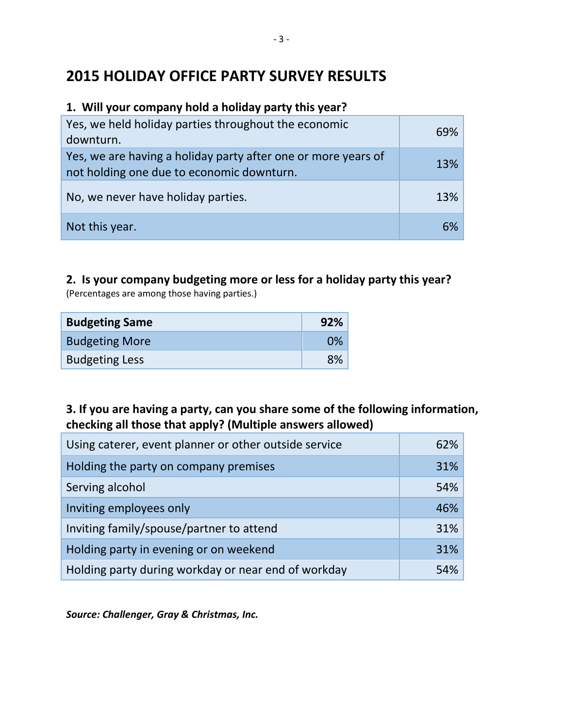# 2015 HOLIDAY OFFICE PARTY SURVEY RESULTS

### 1. Will your company hold a holiday party this year?

| | |
|---|---|
| Yes, we held holiday parties throughout the economic downturn. | 69% |
| Yes, we are having a holiday party after one or more years of not holding one due to economic downturn. | 13% |
| No, we never have holiday parties. | 13% |
| Not this year. | 6% |

### 2. Is your company budgeting more or less for a holiday party this year?

(Percentages are among those having parties.)

| **Budgeting Same** | **92%** |
|---|---|
| Budgeting More | 0% |
| Budgeting Less | 8% |

### 3. If you are having a party, can you share some of the following information, checking all those that apply? (Multiple answers allowed)

| | |
|---|---|
| Using caterer, event planner or other outside service | 62% |
| Holding the party on company premises | 31% |
| Serving alcohol | 54% |
| Inviting employees only | 46% |
| Inviting family/spouse/partner to attend | 31% |
| Holding party in evening or on weekend | 31% |
| Holding party during workday or near end of workday | 54% |

***Source: Challenger, Gray & Christmas, Inc.***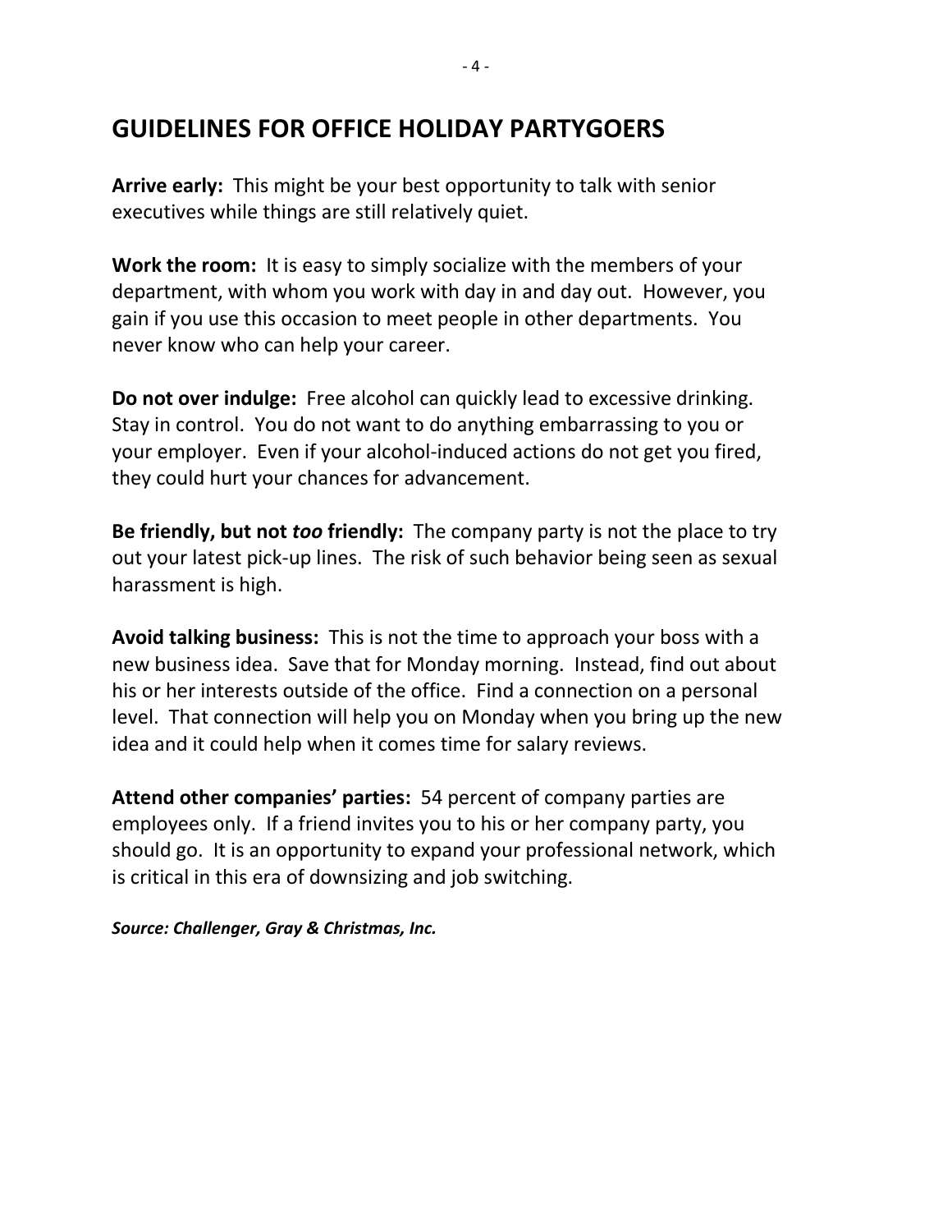## GUIDELINES FOR OFFICE HOLIDAY PARTYGOERS

**Arrive early:** This might be your best opportunity to talk with senior executives while things are still relatively quiet.

**Work the room:** It is easy to simply socialize with the members of your department, with whom you work with day in and day out. However, you gain if you use this occasion to meet people in other departments. You never know who can help your career.

**Do not over indulge:** Free alcohol can quickly lead to excessive drinking. Stay in control. You do not want to do anything embarrassing to you or your employer. Even if your alcohol-induced actions do not get you fired, they could hurt your chances for advancement.

**Be friendly, but not *too* friendly:** The company party is not the place to try out your latest pick-up lines. The risk of such behavior being seen as sexual harassment is high.

**Avoid talking business:** This is not the time to approach your boss with a new business idea. Save that for Monday morning. Instead, find out about his or her interests outside of the office. Find a connection on a personal level. That connection will help you on Monday when you bring up the new idea and it could help when it comes time for salary reviews.

**Attend other companies' parties:** 54 percent of company parties are employees only. If a friend invites you to his or her company party, you should go. It is an opportunity to expand your professional network, which is critical in this era of downsizing and job switching.

***Source: Challenger, Gray & Christmas, Inc.***